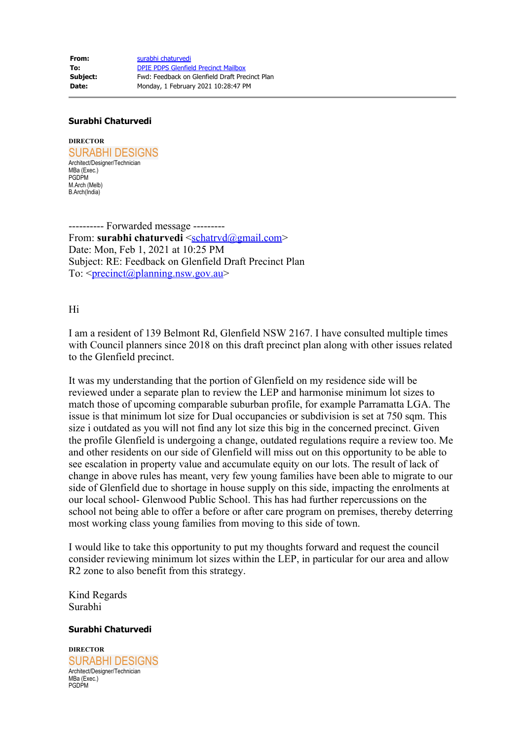| | |
|---|---|
| **From:** | surabhi chaturvedi |
| **To:** | DPIE PDPS Glenfield Precinct Mailbox |
| **Subject:** | Fwd: Feedback on Glenfield Draft Precinct Plan |
| **Date:** | Monday, 1 February 2021 10:28:47 PM |

---

**Surabhi Chaturvedi**

**DIRECTOR**
SURABHI DESIGNS
Architect/Designer/Technician
MBa (Exec.)
PGDPM
M.Arch (Melb)
B.Arch(India)

---------- Forwarded message ---------
From: **surabhi chaturvedi** <schatrvd@gmail.com>
Date: Mon, Feb 1, 2021 at 10:25 PM
Subject: RE: Feedback on Glenfield Draft Precinct Plan
To: <precinct@planning.nsw.gov.au>

Hi

I am a resident of 139 Belmont Rd, Glenfield NSW 2167. I have consulted multiple times with Council planners since 2018 on this draft precinct plan along with other issues related to the Glenfield precinct.

It was my understanding that the portion of Glenfield on my residence side will be reviewed under a separate plan to review the LEP and harmonise minimum lot sizes to match those of upcoming comparable suburban profile, for example Parramatta LGA. The issue is that minimum lot size for Dual occupancies or subdivision is set at 750 sqm. This size i outdated as you will not find any lot size this big in the concerned precinct. Given the profile Glenfield is undergoing a change, outdated regulations require a review too. Me and other residents on our side of Glenfield will miss out on this opportunity to be able to see escalation in property value and accumulate equity on our lots. The result of lack of change in above rules has meant, very few young families have been able to migrate to our side of Glenfield due to shortage in house supply on this side, impacting the enrolments at our local school- Glenwood Public School. This has had further repercussions on the school not being able to offer a before or after care program on premises, thereby deterring most working class young families from moving to this side of town.

I would like to take this opportunity to put my thoughts forward and request the council consider reviewing minimum lot sizes within the LEP, in particular for our area and allow R2 zone to also benefit from this strategy.

Kind Regards
Surabhi

**Surabhi Chaturvedi**

**DIRECTOR**
SURABHI DESIGNS
Architect/Designer/Technician
MBa (Exec.)
PGDPM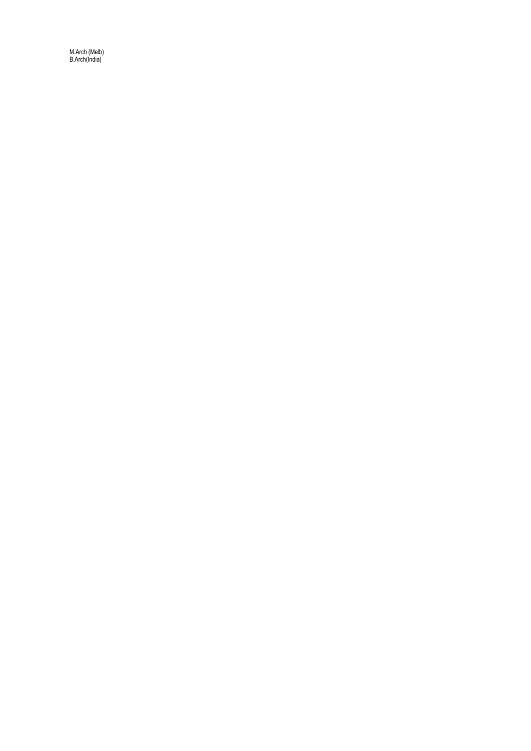M.Arch (Melb)
B.Arch(India)